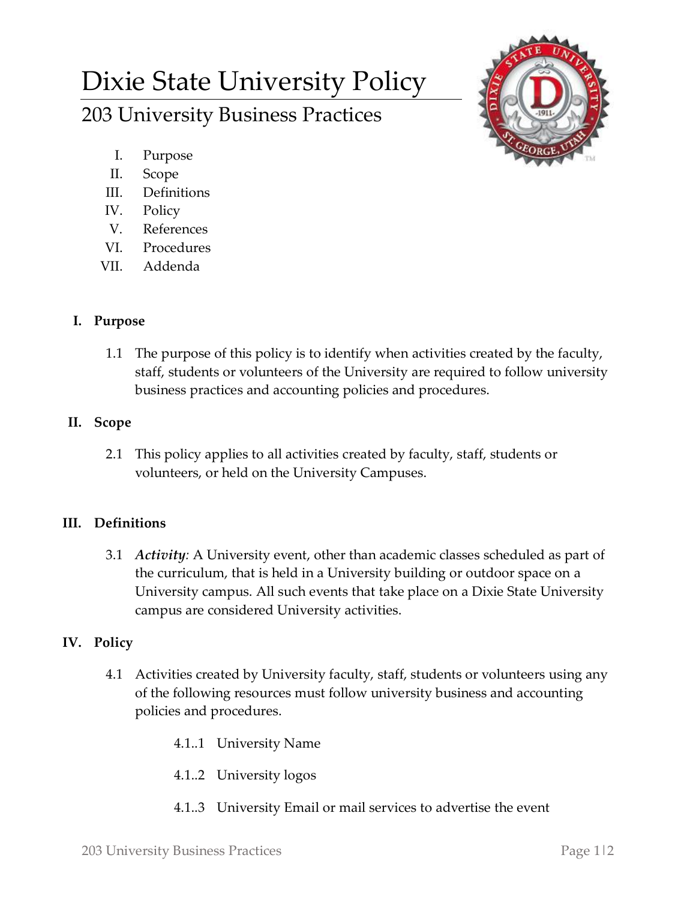# Dixie State University Policy

## 203 University Business Practices

I. Purpose
II. Scope
III. Definitions
IV. Policy
V. References
VI. Procedures
VII. Addenda

### I. Purpose

1.1 The purpose of this policy is to identify when activities created by the faculty, staff, students or volunteers of the University are required to follow university business practices and accounting policies and procedures.

### II. Scope

2.1 This policy applies to all activities created by faculty, staff, students or volunteers, or held on the University Campuses.

### III. Definitions

3.1 *Activity:* A University event, other than academic classes scheduled as part of the curriculum, that is held in a University building or outdoor space on a University campus. All such events that take place on a Dixie State University campus are considered University activities.

### IV. Policy

4.1 Activities created by University faculty, staff, students or volunteers using any of the following resources must follow university business and accounting policies and procedures.

4.1..1 University Name

4.1..2 University logos

4.1..3 University Email or mail services to advertise the event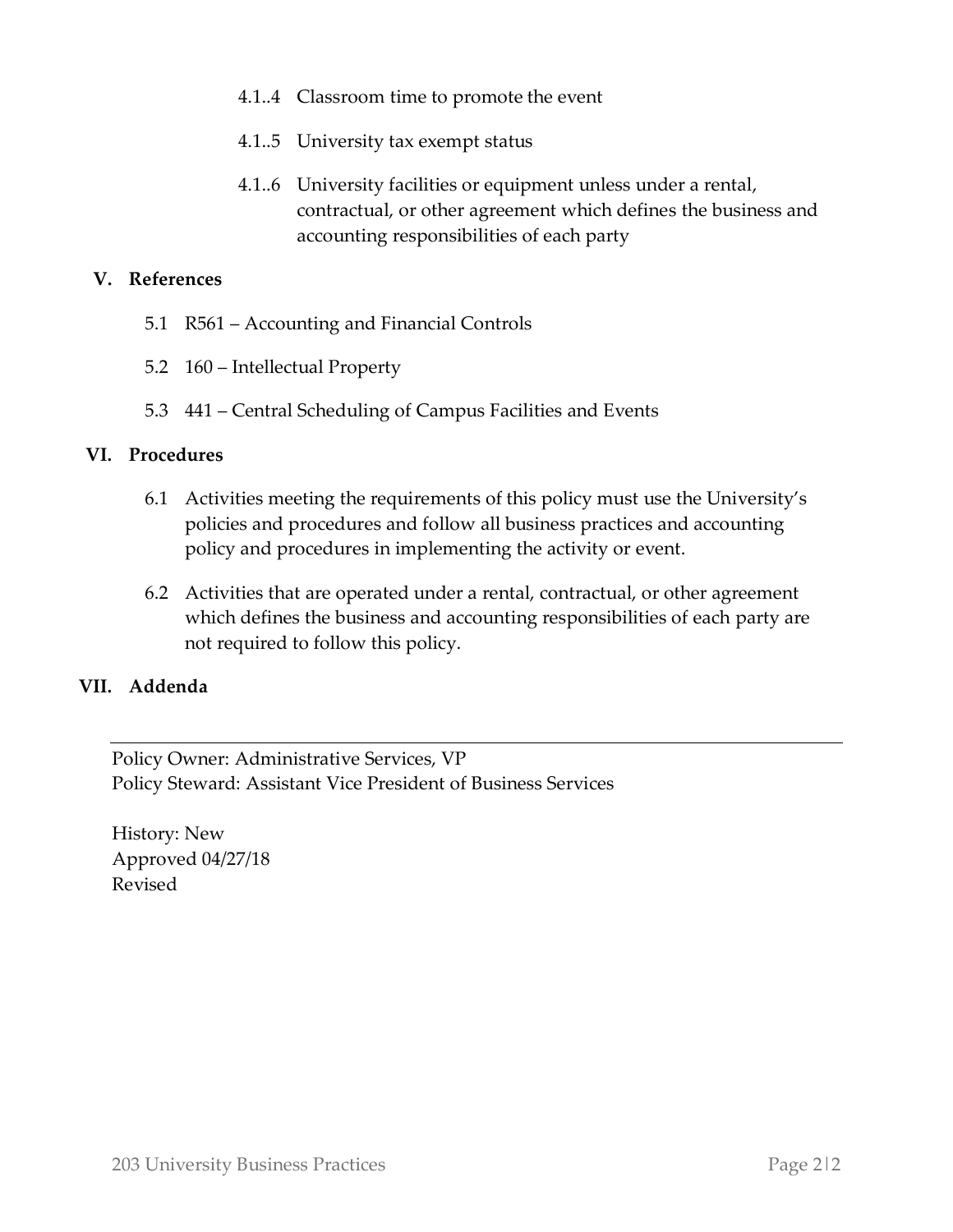4.1..4 Classroom time to promote the event

4.1..5 University tax exempt status

4.1..6 University facilities or equipment unless under a rental, contractual, or other agreement which defines the business and accounting responsibilities of each party

## V. References

5.1 R561 – Accounting and Financial Controls

5.2 160 – Intellectual Property

5.3 441 – Central Scheduling of Campus Facilities and Events

## VI. Procedures

6.1 Activities meeting the requirements of this policy must use the University's policies and procedures and follow all business practices and accounting policy and procedures in implementing the activity or event.

6.2 Activities that are operated under a rental, contractual, or other agreement which defines the business and accounting responsibilities of each party are not required to follow this policy.

## VII. Addenda

---

Policy Owner: Administrative Services, VP
Policy Steward: Assistant Vice President of Business Services

History: New
Approved 04/27/18
Revised